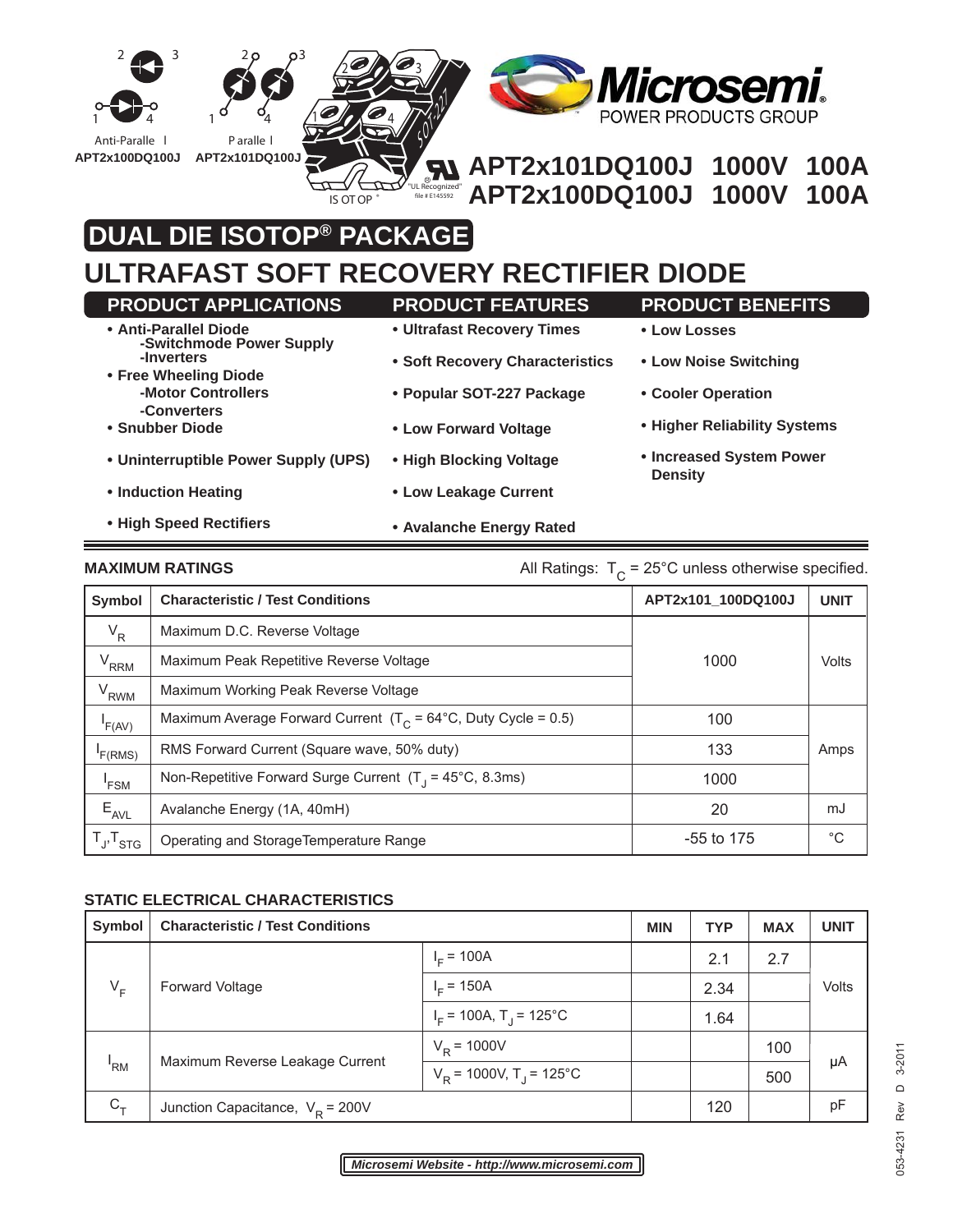Anti-Parallel APT2x100DQ100J

Parallel APT2x101DQ100J

ISOTOP®

"UL Recognized" file # E145592

**Microsemi.** POWER PRODUCTS GROUP

# APT2x101DQ100J 1000V 100A
# APT2x100DQ100J 1000V 100A

## DUAL DIE ISOTOP® PACKAGE

# ULTRAFAST SOFT RECOVERY RECTIFIER DIODE

### PRODUCT APPLICATIONS

- **Anti-Parallel Diode**
  - **-Switchmode Power Supply**
  - **-Inverters**
- **Free Wheeling Diode**
  - **-Motor Controllers**
  - **-Converters**
- **Snubber Diode**
- **Uninterruptible Power Supply (UPS)**
- **Induction Heating**
- **High Speed Rectifiers**

### PRODUCT FEATURES

- **Ultrafast Recovery Times**
- **Soft Recovery Characteristics**
- **Popular SOT-227 Package**
- **Low Forward Voltage**
- **High Blocking Voltage**
- **Low Leakage Current**
- **Avalanche Energy Rated**

### PRODUCT BENEFITS

- **Low Losses**
- **Low Noise Switching**
- **Cooler Operation**
- **Higher Reliability Systems**
- **Increased System Power Density**

### MAXIMUM RATINGS

All Ratings: $T_C$ = 25°C unless otherwise specified.

| Symbol | Characteristic / Test Conditions | APT2x101_100DQ100J | UNIT |
|---|---|---|---|
| $V_R$ | Maximum D.C. Reverse Voltage | 1000 | Volts |
| $V_{RRM}$ | Maximum Peak Repetitive Reverse Voltage | | |
| $V_{RWM}$ | Maximum Working Peak Reverse Voltage | | |
| $I_{F(AV)}$ | Maximum Average Forward Current ($T_C$ = 64°C, Duty Cycle = 0.5) | 100 | Amps |
| $I_{F(RMS)}$ | RMS Forward Current (Square wave, 50% duty) | 133 | |
| $I_{FSM}$ | Non-Repetitive Forward Surge Current ($T_J$ = 45°C, 8.3ms) | 1000 | |
| $E_{AVL}$ | Avalanche Energy (1A, 40mH) | 20 | mJ |
| $T_J$,$T_{STG}$ | Operating and StorageTemperature Range | -55 to 175 | °C |

### STATIC ELECTRICAL CHARACTERISTICS

| Symbol | Characteristic / Test Conditions | | MIN | TYP | MAX | UNIT |
|---|---|---|---|---|---|---|
| $V_F$ | Forward Voltage | $I_F$ = 100A | | 2.1 | 2.7 | Volts |
| | | $I_F$ = 150A | | 2.34 | | |
| | | $I_F$ = 100A, $T_J$ = 125°C | | 1.64 | | |
| $I_{RM}$ | Maximum Reverse Leakage Current | $V_R$ = 1000V | | | 100 | μA |
| | | $V_R$ = 1000V, $T_J$ = 125°C | | | 500 | |
| $C_T$ | Junction Capacitance, $V_R$ = 200V | | | 120 | | pF |

*Microsemi Website - http://www.microsemi.com*

053-4231 Rev D 3-2011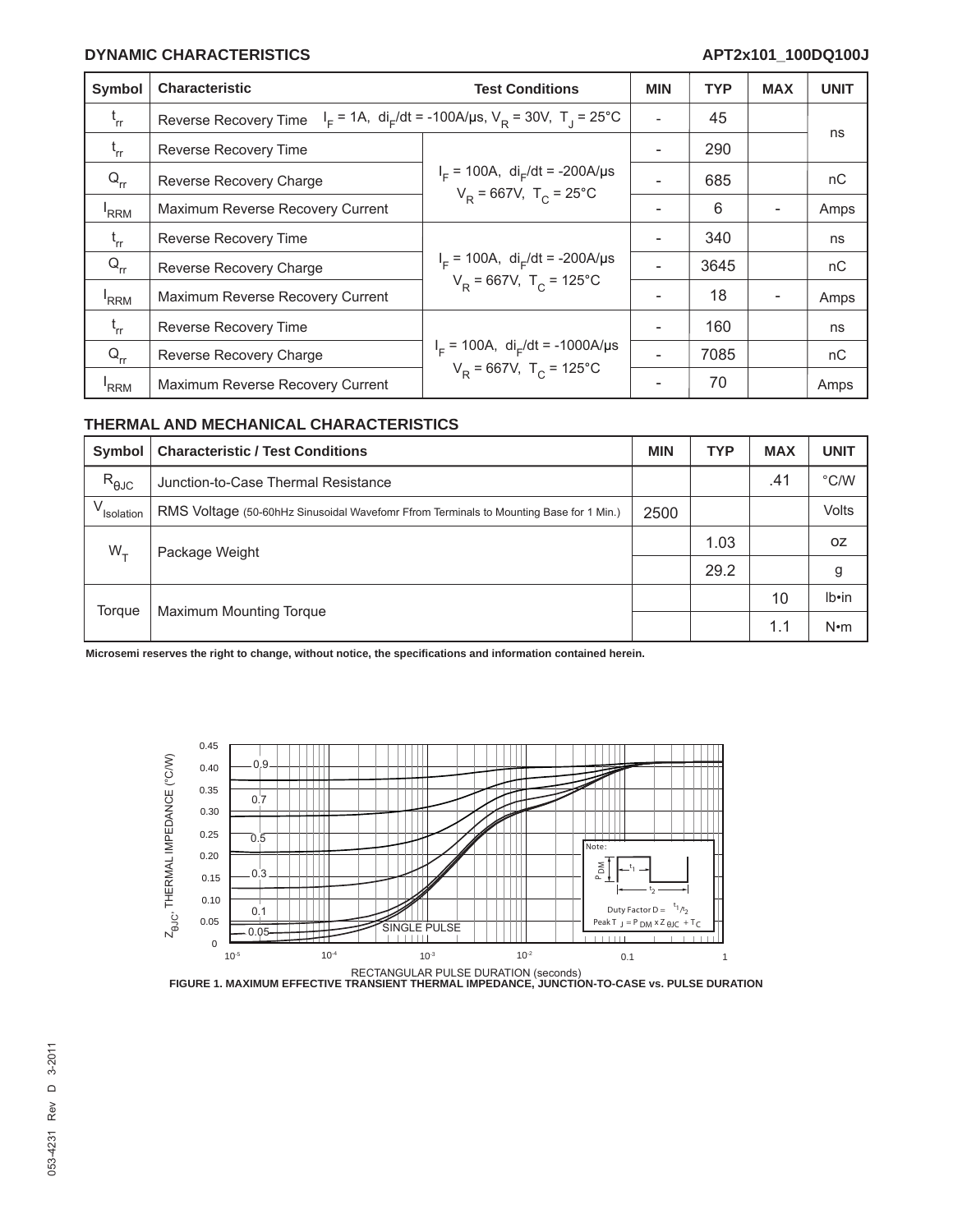## DYNAMIC CHARACTERISTICS

| Symbol | Characteristic | Test Conditions | MIN | TYP | MAX | UNIT |
|---|---|---|---|---|---|---|
| $t_{rr}$ | Reverse Recovery Time | $I_F$ = 1A, $di_F/dt$ = -100A/µs, $V_R$ = 30V, $T_J$ = 25°C | - | 45 | | ns |
| $t_{rr}$ | Reverse Recovery Time | $I_F$ = 100A, $di_F/dt$ = -200A/µs $V_R$ = 667V, $T_C$ = 25°C | - | 290 | | ns |
| $Q_{rr}$ | Reverse Recovery Charge | | - | 685 | | nC |
| $I_{RRM}$ | Maximum Reverse Recovery Current | | - | 6 | - | Amps |
| $t_{rr}$ | Reverse Recovery Time | $I_F$ = 100A, $di_F/dt$ = -200A/µs $V_R$ = 667V, $T_C$ = 125°C | - | 340 | | ns |
| $Q_{rr}$ | Reverse Recovery Charge | | - | 3645 | | nC |
| $I_{RRM}$ | Maximum Reverse Recovery Current | | - | 18 | - | Amps |
| $t_{rr}$ | Reverse Recovery Time | $I_F$ = 100A, $di_F/dt$ = -1000A/µs $V_R$ = 667V, $T_C$ = 125°C | - | 160 | | ns |
| $Q_{rr}$ | Reverse Recovery Charge | | - | 7085 | | nC |
| $I_{RRM}$ | Maximum Reverse Recovery Current | | - | 70 | | Amps |

## THERMAL AND MECHANICAL CHARACTERISTICS

| Symbol | Characteristic / Test Conditions | MIN | TYP | MAX | UNIT |
|---|---|---|---|---|---|
| $R_{\theta JC}$ | Junction-to-Case Thermal Resistance | | | .41 | °C/W |
| $V_{Isolation}$ | RMS Voltage (50-60hHz Sinusoidal Wavefomr Ffrom Terminals to Mounting Base for 1 Min.) | 2500 | | | Volts |
| $W_T$ | Package Weight | | 1.03 | | oz |
| | | | 29.2 | | g |
| Torque | Maximum Mounting Torque | | | 10 | lb•in |
| | | | | 1.1 | N•m |

**Microsemi reserves the right to change, without notice, the specifications and information contained herein.**

**FIGURE 1. MAXIMUM EFFECTIVE TRANSIENT THERMAL IMPEDANCE, JUNCTION-TO-CASE vs. PULSE DURATION**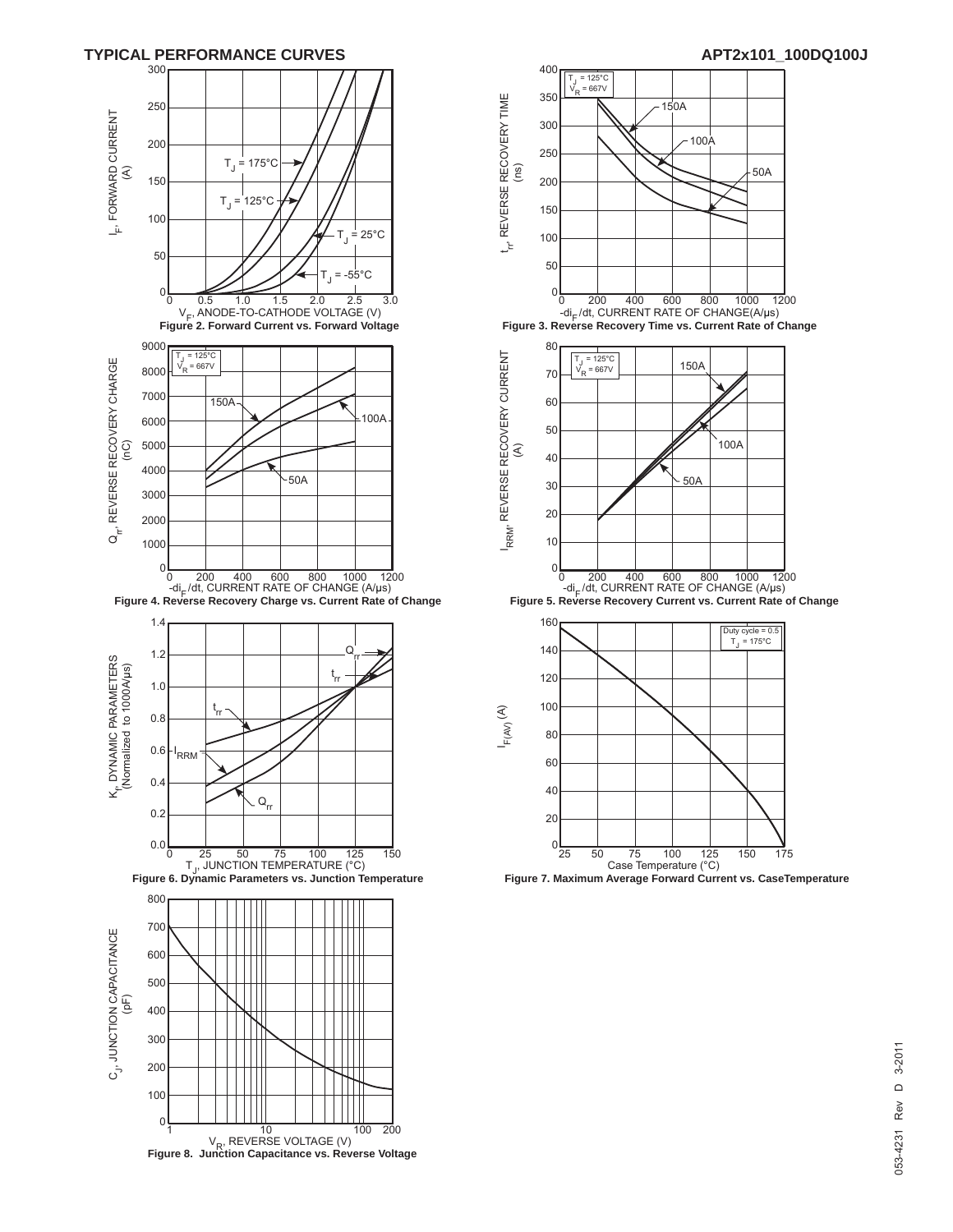## TYPICAL PERFORMANCE CURVES

**Figure 2. Forward Current vs. Forward Voltage**

**Figure 3. Reverse Recovery Time vs. Current Rate of Change**

**Figure 4. Reverse Recovery Charge vs. Current Rate of Change**

**Figure 5. Reverse Recovery Current vs. Current Rate of Change**

**Figure 6. Dynamic Parameters vs. Junction Temperature**

**Figure 7. Maximum Average Forward Current vs. CaseTemperature**

**Figure 8. Junction Capacitance vs. Reverse Voltage**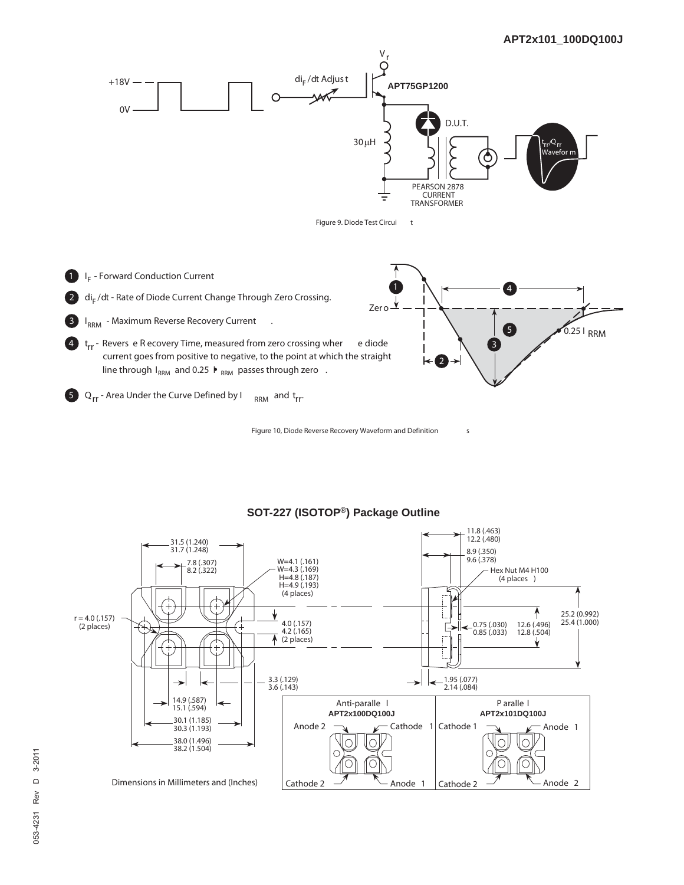+18V

0V

$di_F$ /dt Adjust

$V_r$

APT75GP1200

D.U.T.

30μH

PEARSON 2878 CURRENT TRANSFORMER

$t_{rr}/Q_{rr}$ Waveform

Figure 9. Diode Test Circuit

1. $I_F$ - Forward Conduction Current
2. $di_F$/dt - Rate of Diode Current Change Through Zero Crossing.
3. $I_{RRM}$ - Maximum Reverse Recovery Current.
4. $t_{rr}$ - Reverse Recovery Time, measured from zero crossing where diode current goes from positive to negative, to the point at which the straight line through $I_{RRM}$ and 0.25 $I_{RRM}$ passes through zero.
5. $Q_{rr}$ - Area Under the Curve Defined by $I_{RRM}$ and $t_{rr}$.

Zero

0.25 $I_{RRM}$

Figure 10, Diode Reverse Recovery Waveform and Definitions

## SOT-227 (ISOTOP®) Package Outline

31.5 (1.240)
31.7 (1.248)

7.8 (.307)
8.2 (.322)

W=4.1 (.161)
W=4.3 (.169)
H=4.8 (.187)
H=4.9 (.193)
(4 places)

r = 4.0 (.157)
(2 places)

4.0 (.157)
4.2 (.165)
(2 places)

3.3 (.129)
3.6 (.143)

14.9 (.587)
15.1 (.594)

30.1 (1.185)
30.3 (1.193)

38.0 (1.496)
38.2 (1.504)

11.8 (.463)
12.2 (.480)

8.9 (.350)
9.6 (.378)

Hex Nut M4 H100
(4 places)

25.2 (0.992)
25.4 (1.000)

0.75 (.030)
0.85 (.033)

12.6 (.496)
12.8 (.504)

1.95 (.077)
2.14 (.084)

| Anti-parallel APT2x100DQ100J | Parallel APT2x101DQ100J |
| --- | --- |
| Anode 2, Cathode 1, Cathode 2, Anode 1 | Cathode 1, Anode 1, Cathode 2, Anode 2 |

Dimensions in Millimeters and (Inches)

053-4231 Rev D 3-2011